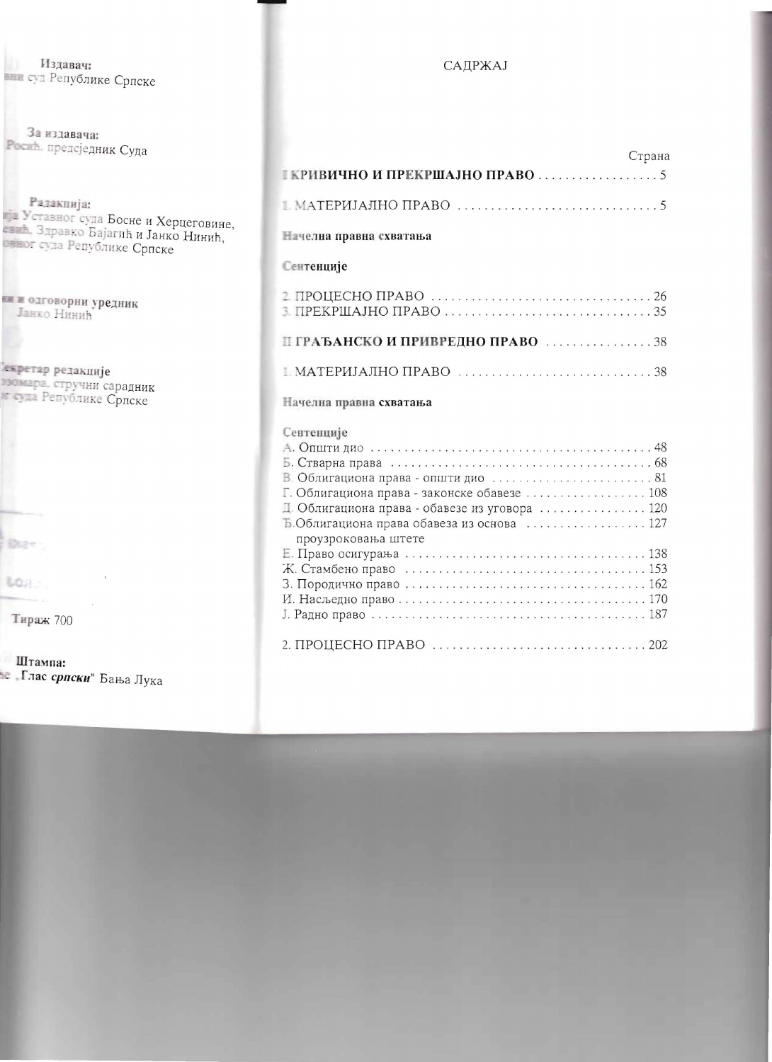**Издавач:**
вни суд Републике Српске

**За издавача:**
Росић, предсједник Суда

**Редакција:**
ија Уставног суда Босне и Херцеговине,
евић, Здравко Бајагић и Јанко Нинић,
овног суда Републике Српске

**ни и одговорни уредник**
Јанко Нинић

**екретар редакције**
озомара, стручни сарадник
г суда Републике Српске

**Тираж** 700

**Штампа:**
е „Глас *српски*" Бања Лука

# САДРЖАЈ

Страна

**I КРИВИЧНО И ПРЕКРШАЈНО ПРАВО** .................. 5

1. МАТЕРИЈАЛНО ПРАВО .............................. 5

**Начелна правна схватања**

**Сентенције**

2. ПРОЦЕСНО ПРАВО .................................. 26
3. ПРЕКРШАЈНО ПРАВО ................................ 35

**II ГРАЂАНСКО И ПРИВРЕДНО ПРАВО** ................ 38

1. МАТЕРИЈАЛНО ПРАВО ............................. 38

**Начелна правна схватања**

**Сентенције**

А. Општи дио ........................................... 48
Б. Стварна права ....................................... 68
В. Облигациона права - општи дио ........................ 81
Г. Облигациона права - законске обавезе .................. 108
Д. Облигациона права - обавезе из уговора ................ 120
Ђ. Облигациона права обавеза из основа проузроковања штете .................. 127
Е. Право осигурања .................................... 138
Ж. Стамбено право ..................................... 153
З. Породично право .................................... 162
И. Насљедно право ..................................... 170
Ј. Радно право ........................................ 187

2. ПРОЦЕСНО ПРАВО ................................ 202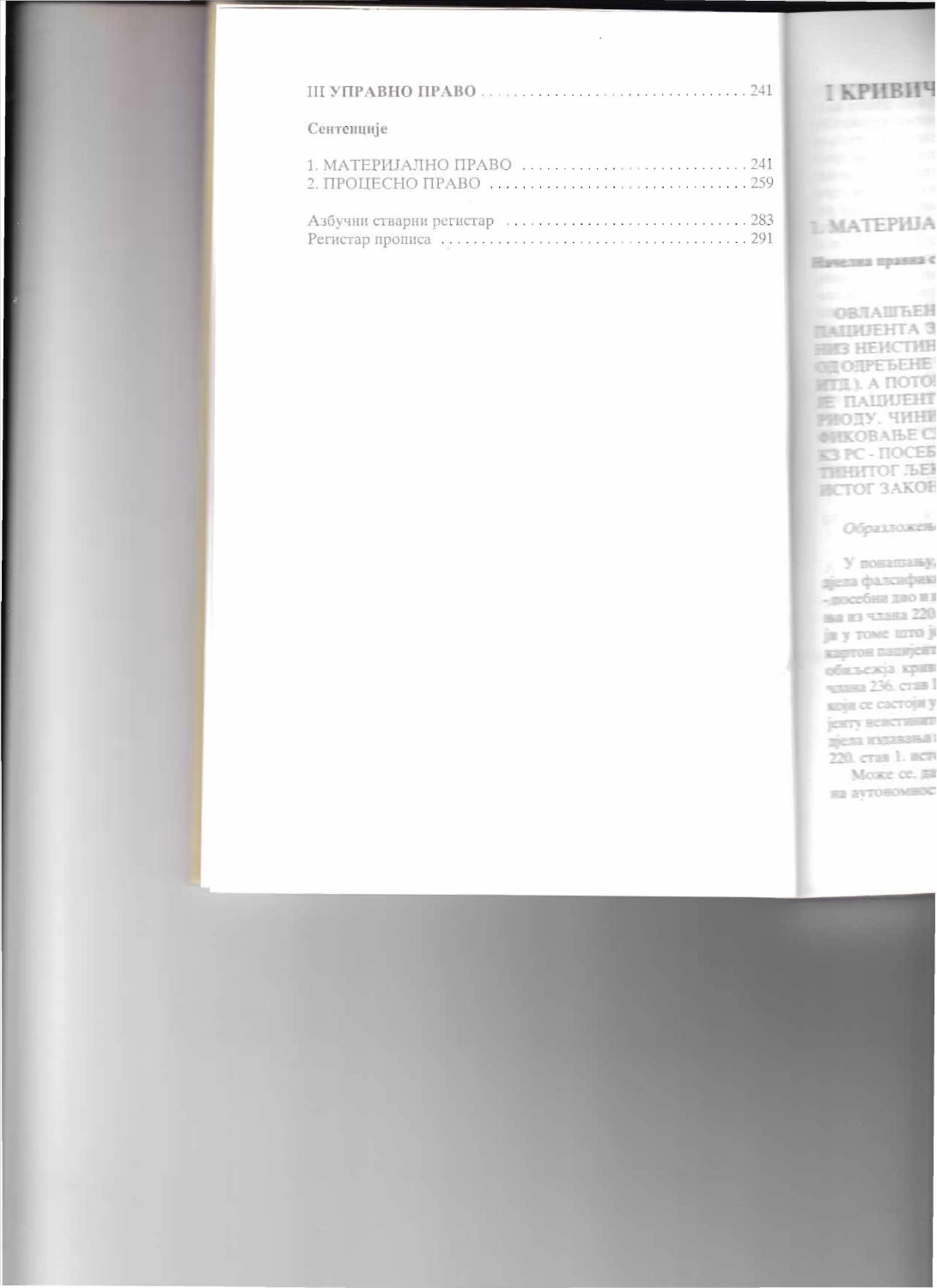III УПРАВНО ПРАВО ................................ 241

**Сентенције**

1. МАТЕРИЈАЛНО ПРАВО ........................... 241
2. ПРОЦЕСНО ПРАВО ................................ 259

Азбучни стварни регистар ............................ 283
Регистар прописа ...................................... 291